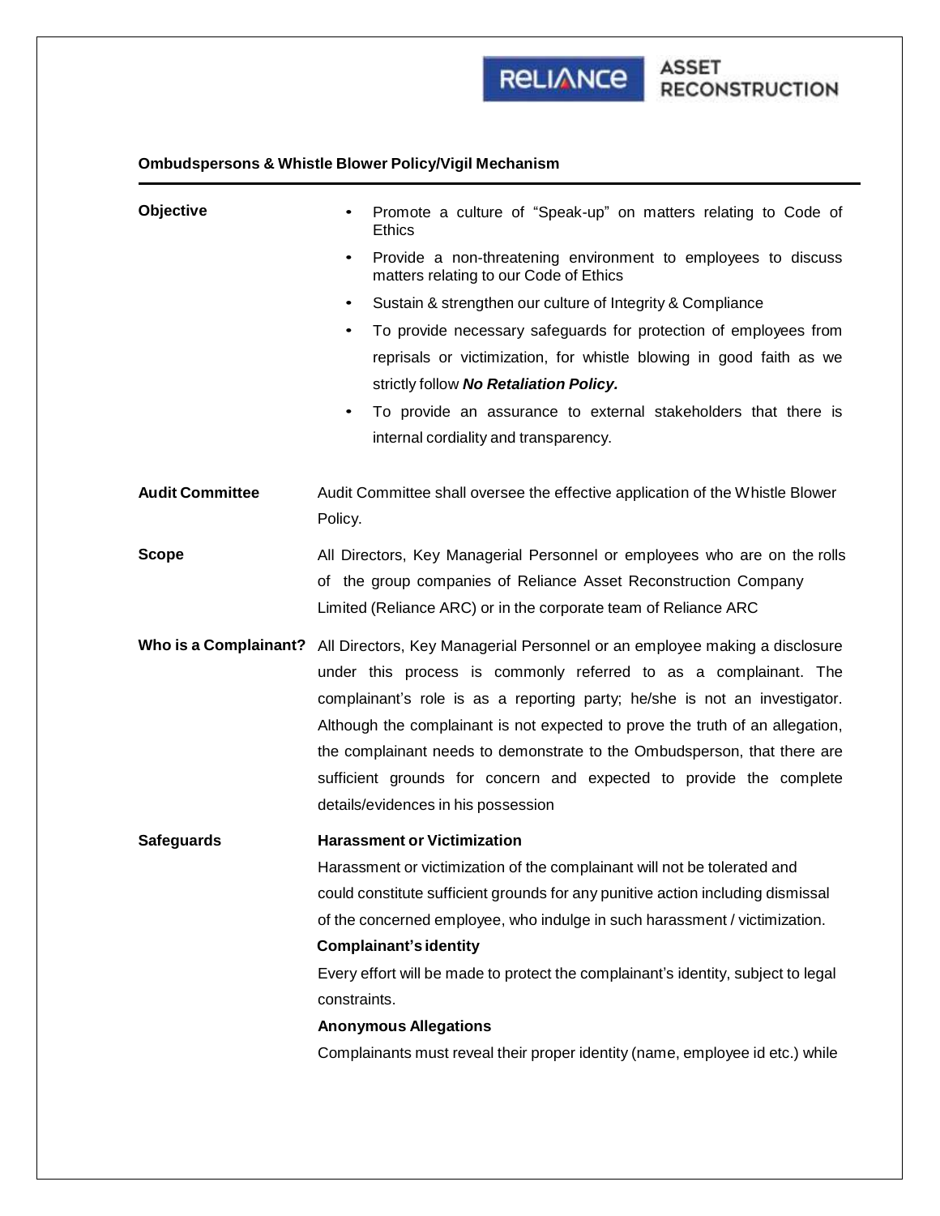## Ombudspersons & Whistle Blower Policy/Vigil Mechanism

**Objective**

- Promote a culture of "Speak-up" on matters relating to Code of Ethics
- Provide a non-threatening environment to employees to discuss matters relating to our Code of Ethics
- Sustain & strengthen our culture of Integrity & Compliance
- To provide necessary safeguards for protection of employees from reprisals or victimization, for whistle blowing in good faith as we strictly follow ***No Retaliation Policy.***
- To provide an assurance to external stakeholders that there is internal cordiality and transparency.

**Audit Committee**

Audit Committee shall oversee the effective application of the Whistle Blower Policy.

**Scope**

All Directors, Key Managerial Personnel or employees who are on the rolls of the group companies of Reliance Asset Reconstruction Company Limited (Reliance ARC) or in the corporate team of Reliance ARC

**Who is a Complainant?**

All Directors, Key Managerial Personnel or an employee making a disclosure under this process is commonly referred to as a complainant. The complainant's role is as a reporting party; he/she is not an investigator. Although the complainant is not expected to prove the truth of an allegation, the complainant needs to demonstrate to the Ombudsperson, that there are sufficient grounds for concern and expected to provide the complete details/evidences in his possession

**Safeguards**

**Harassment or Victimization**

Harassment or victimization of the complainant will not be tolerated and could constitute sufficient grounds for any punitive action including dismissal of the concerned employee, who indulge in such harassment / victimization.

**Complainant's identity**

Every effort will be made to protect the complainant's identity, subject to legal constraints.

**Anonymous Allegations**

Complainants must reveal their proper identity (name, employee id etc.) while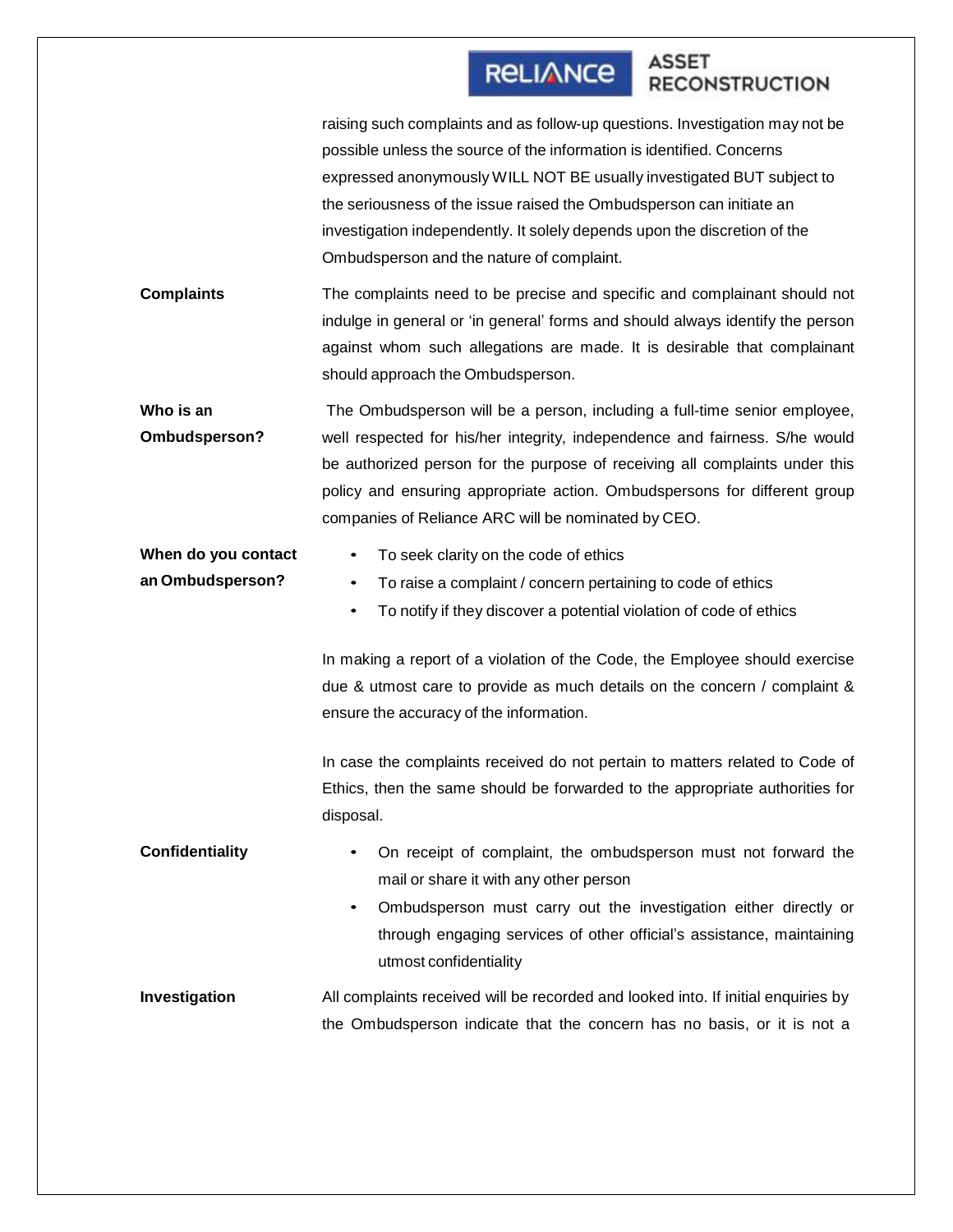raising such complaints and as follow-up questions. Investigation may not be possible unless the source of the information is identified. Concerns expressed anonymously WILL NOT BE usually investigated BUT subject to the seriousness of the issue raised the Ombudsperson can initiate an investigation independently. It solely depends upon the discretion of the Ombudsperson and the nature of complaint.

**Complaints**

The complaints need to be precise and specific and complainant should not indulge in general or 'in general' forms and should always identify the person against whom such allegations are made. It is desirable that complainant should approach the Ombudsperson.

**Who is an Ombudsperson?**

The Ombudsperson will be a person, including a full-time senior employee, well respected for his/her integrity, independence and fairness. S/he would be authorized person for the purpose of receiving all complaints under this policy and ensuring appropriate action. Ombudspersons for different group companies of Reliance ARC will be nominated by CEO.

**When do you contact an Ombudsperson?**

- To seek clarity on the code of ethics
- To raise a complaint / concern pertaining to code of ethics
- To notify if they discover a potential violation of code of ethics

In making a report of a violation of the Code, the Employee should exercise due & utmost care to provide as much details on the concern / complaint & ensure the accuracy of the information.

In case the complaints received do not pertain to matters related to Code of Ethics, then the same should be forwarded to the appropriate authorities for disposal.

**Confidentiality**

- On receipt of complaint, the ombudsperson must not forward the mail or share it with any other person
- Ombudsperson must carry out the investigation either directly or through engaging services of other official's assistance, maintaining utmost confidentiality

**Investigation**

All complaints received will be recorded and looked into. If initial enquiries by the Ombudsperson indicate that the concern has no basis, or it is not a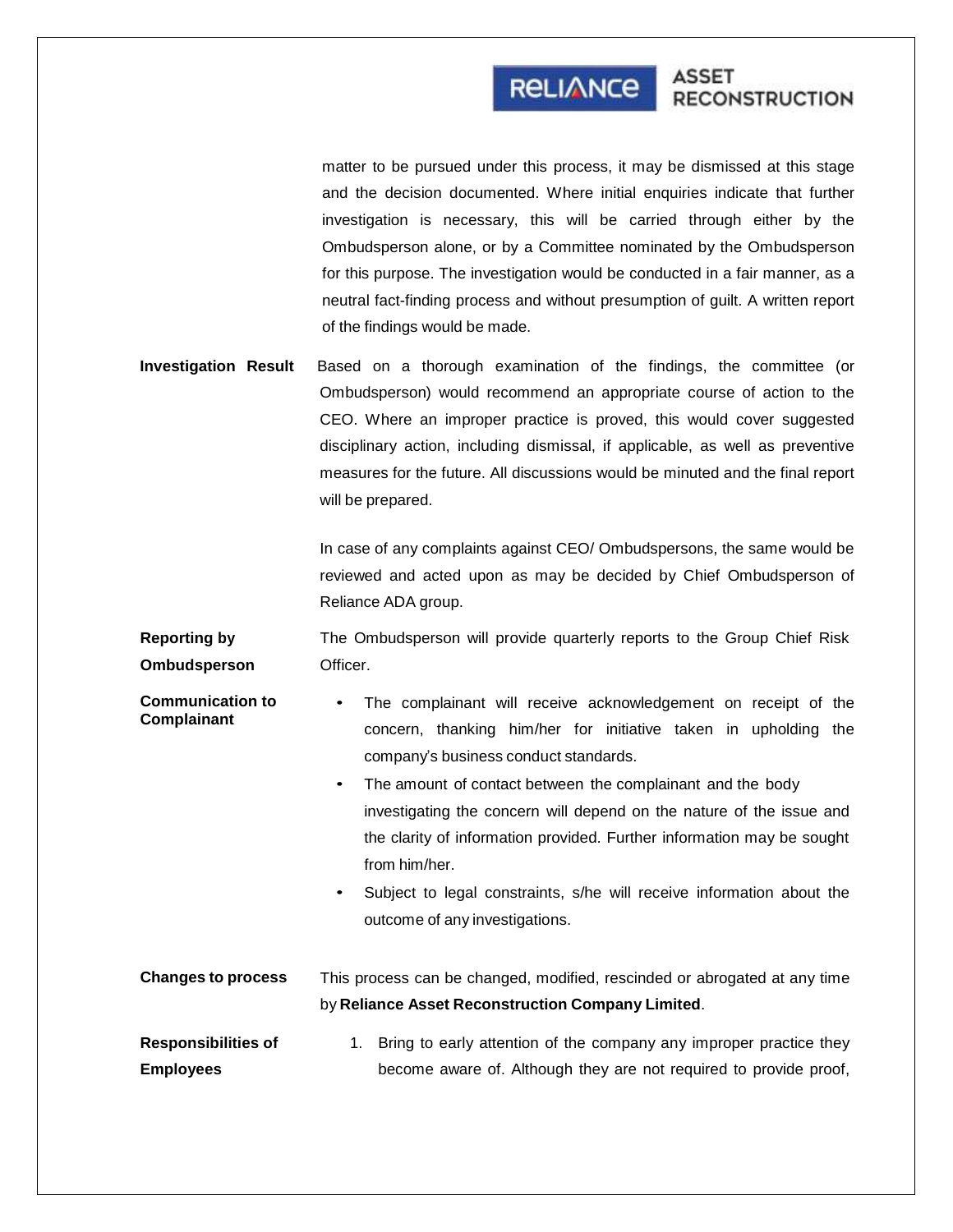matter to be pursued under this process, it may be dismissed at this stage and the decision documented. Where initial enquiries indicate that further investigation is necessary, this will be carried through either by the Ombudsperson alone, or by a Committee nominated by the Ombudsperson for this purpose. The investigation would be conducted in a fair manner, as a neutral fact-finding process and without presumption of guilt. A written report of the findings would be made.

**Investigation Result**

Based on a thorough examination of the findings, the committee (or Ombudsperson) would recommend an appropriate course of action to the CEO. Where an improper practice is proved, this would cover suggested disciplinary action, including dismissal, if applicable, as well as preventive measures for the future. All discussions would be minuted and the final report will be prepared.

In case of any complaints against CEO/ Ombudspersons, the same would be reviewed and acted upon as may be decided by Chief Ombudsperson of Reliance ADA group.

**Reporting by Ombudsperson**

The Ombudsperson will provide quarterly reports to the Group Chief Risk Officer.

**Communication to Complainant**

- The complainant will receive acknowledgement on receipt of the concern, thanking him/her for initiative taken in upholding the company's business conduct standards.
- The amount of contact between the complainant and the body investigating the concern will depend on the nature of the issue and the clarity of information provided. Further information may be sought from him/her.
- Subject to legal constraints, s/he will receive information about the outcome of any investigations.

**Changes to process**

This process can be changed, modified, rescinded or abrogated at any time by **Reliance Asset Reconstruction Company Limited**.

**Responsibilities of Employees**

1. Bring to early attention of the company any improper practice they become aware of. Although they are not required to provide proof,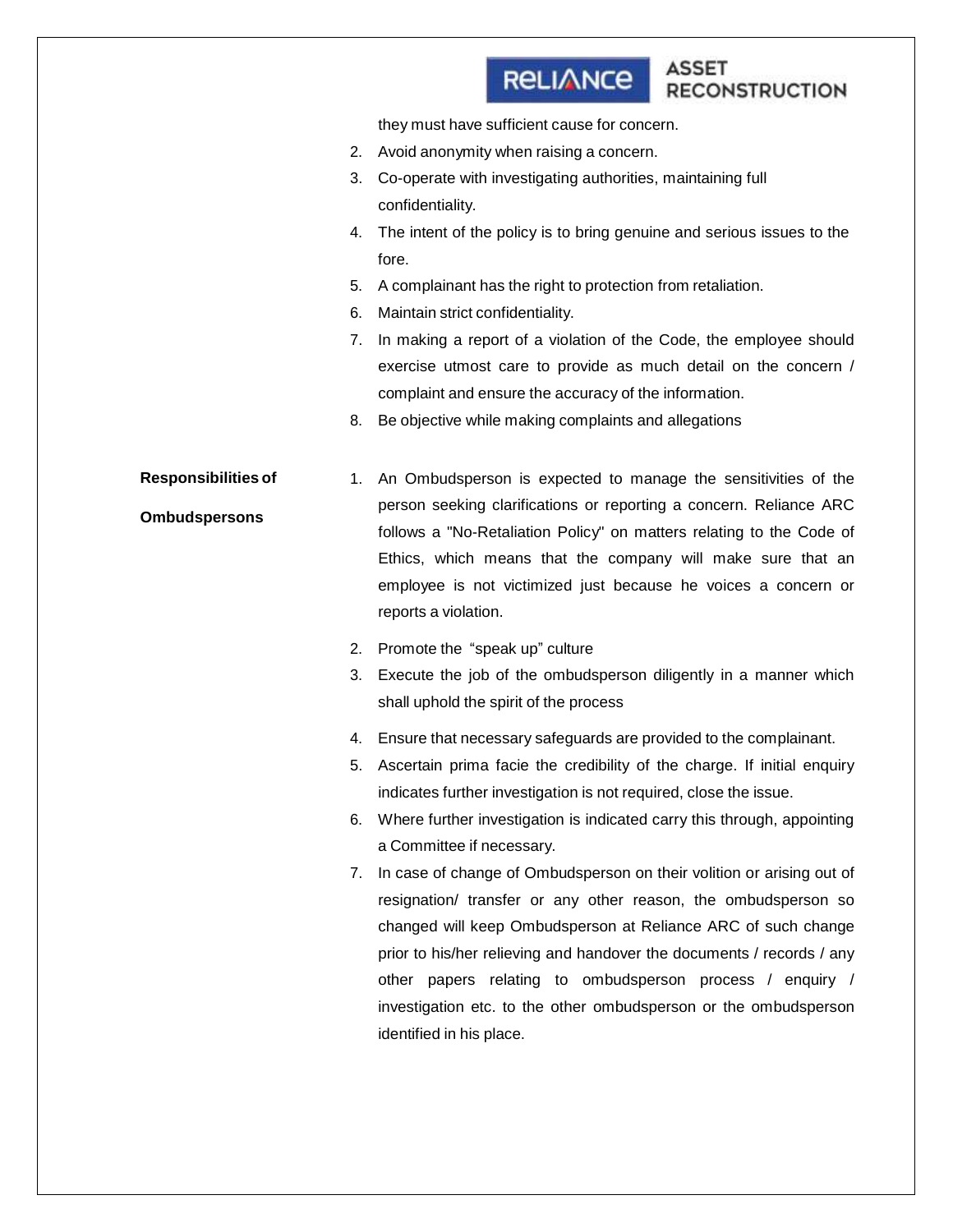they must have sufficient cause for concern.

2. Avoid anonymity when raising a concern.
3. Co-operate with investigating authorities, maintaining full confidentiality.
4. The intent of the policy is to bring genuine and serious issues to the fore.
5. A complainant has the right to protection from retaliation.
6. Maintain strict confidentiality.
7. In making a report of a violation of the Code, the employee should exercise utmost care to provide as much detail on the concern / complaint and ensure the accuracy of the information.
8. Be objective while making complaints and allegations

**Responsibilities of Ombudspersons**

1. An Ombudsperson is expected to manage the sensitivities of the person seeking clarifications or reporting a concern. Reliance ARC follows a "No-Retaliation Policy" on matters relating to the Code of Ethics, which means that the company will make sure that an employee is not victimized just because he voices a concern or reports a violation.
2. Promote the "speak up" culture
3. Execute the job of the ombudsperson diligently in a manner which shall uphold the spirit of the process
4. Ensure that necessary safeguards are provided to the complainant.
5. Ascertain prima facie the credibility of the charge. If initial enquiry indicates further investigation is not required, close the issue.
6. Where further investigation is indicated carry this through, appointing a Committee if necessary.
7. In case of change of Ombudsperson on their volition or arising out of resignation/ transfer or any other reason, the ombudsperson so changed will keep Ombudsperson at Reliance ARC of such change prior to his/her relieving and handover the documents / records / any other papers relating to ombudsperson process / enquiry / investigation etc. to the other ombudsperson or the ombudsperson identified in his place.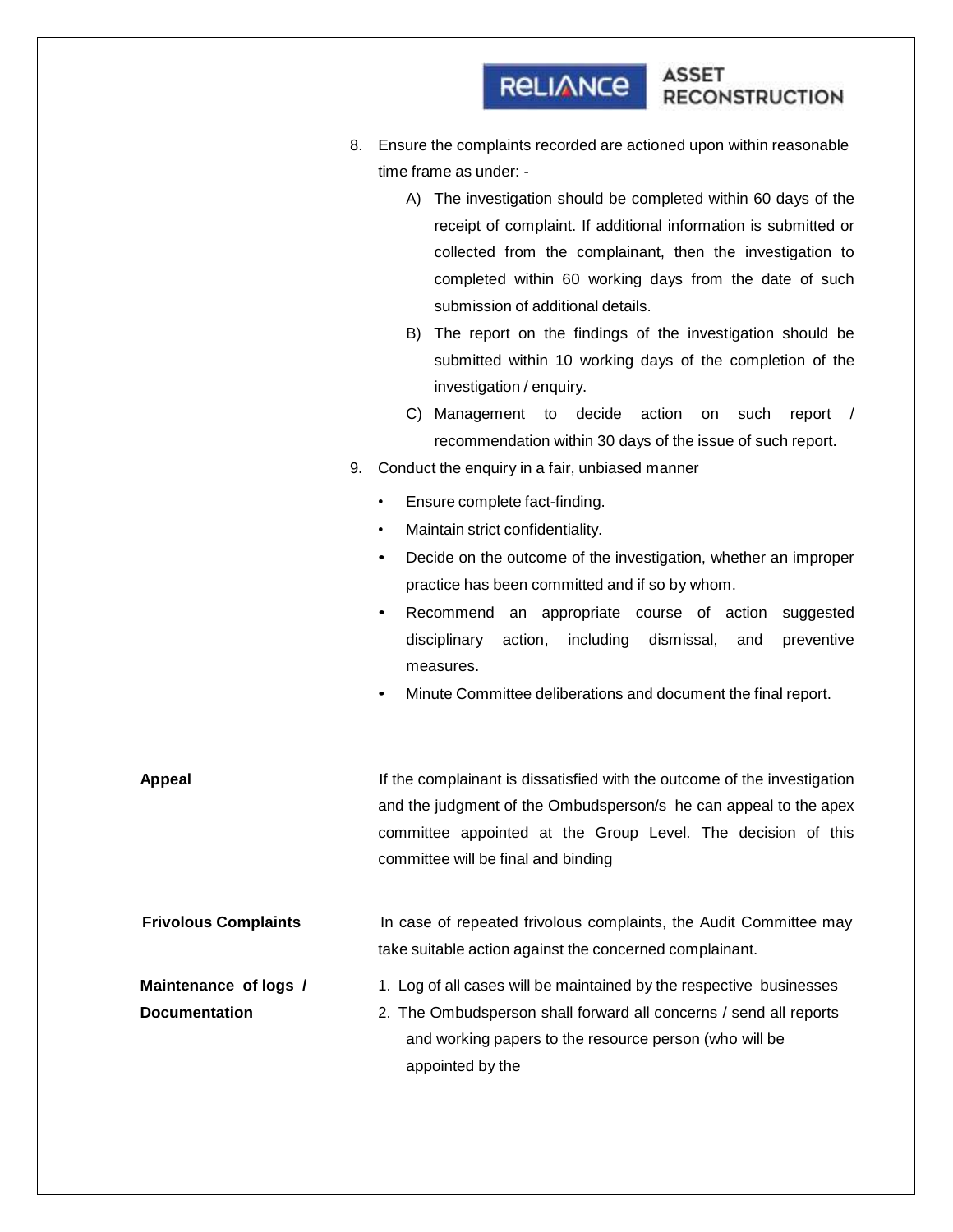8. Ensure the complaints recorded are actioned upon within reasonable time frame as under: -
    A) The investigation should be completed within 60 days of the receipt of complaint. If additional information is submitted or collected from the complainant, then the investigation to completed within 60 working days from the date of such submission of additional details.
    B) The report on the findings of the investigation should be submitted within 10 working days of the completion of the investigation / enquiry.
    C) Management to decide action on such report / recommendation within 30 days of the issue of such report.
9. Conduct the enquiry in a fair, unbiased manner
    - Ensure complete fact-finding.
    - Maintain strict confidentiality.
    - Decide on the outcome of the investigation, whether an improper practice has been committed and if so by whom.
    - Recommend an appropriate course of action suggested disciplinary action, including dismissal, and preventive measures.
    - Minute Committee deliberations and document the final report.

**Appeal**

If the complainant is dissatisfied with the outcome of the investigation and the judgment of the Ombudsperson/s he can appeal to the apex committee appointed at the Group Level. The decision of this committee will be final and binding

**Frivolous Complaints**

In case of repeated frivolous complaints, the Audit Committee may take suitable action against the concerned complainant.

**Maintenance of logs / Documentation**

1. Log of all cases will be maintained by the respective businesses
2. The Ombudsperson shall forward all concerns / send all reports and working papers to the resource person (who will be appointed by the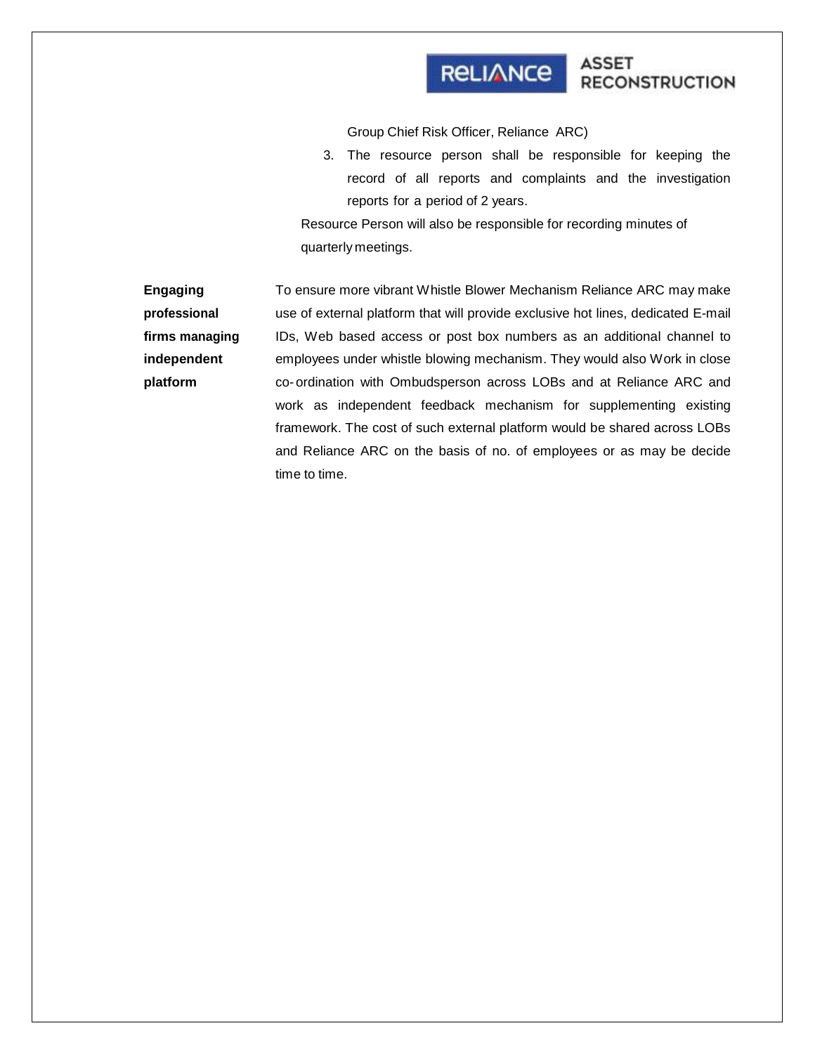Group Chief Risk Officer, Reliance ARC)

3. The resource person shall be responsible for keeping the record of all reports and complaints and the investigation reports for a period of 2 years.

Resource Person will also be responsible for recording minutes of quarterly meetings.

| | |
|---|---|
| **Engaging professional firms managing independent platform** | To ensure more vibrant Whistle Blower Mechanism Reliance ARC may make use of external platform that will provide exclusive hot lines, dedicated E-mail IDs, Web based access or post box numbers as an additional channel to employees under whistle blowing mechanism. They would also Work in close co-ordination with Ombudsperson across LOBs and at Reliance ARC and work as independent feedback mechanism for supplementing existing framework. The cost of such external platform would be shared across LOBs and Reliance ARC on the basis of no. of employees or as may be decide time to time. |